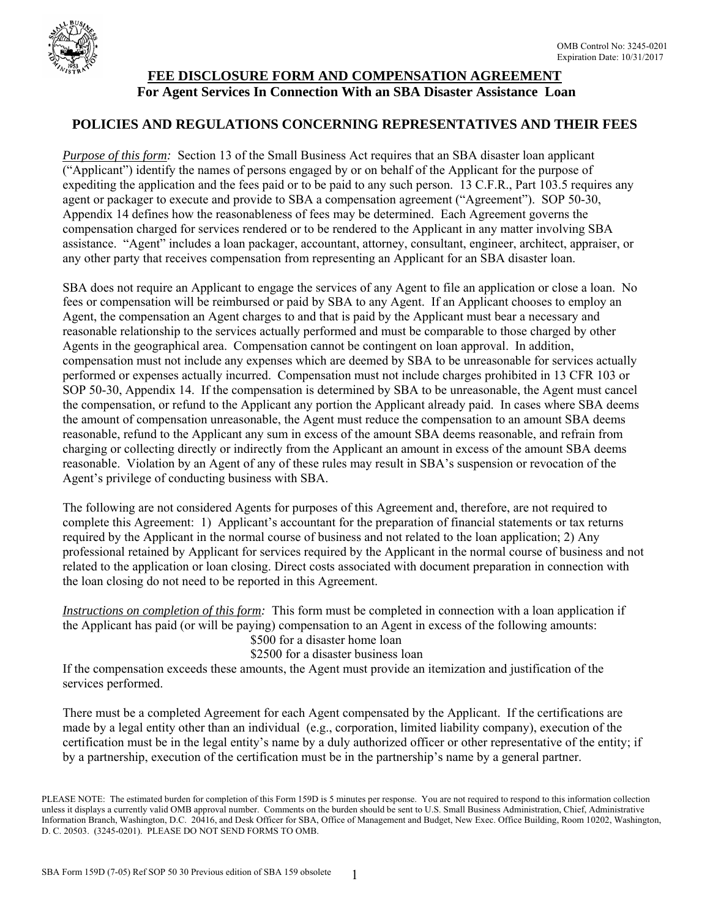OMB Control No: 3245-0201
Expiration Date: 10/31/2017

# FEE DISCLOSURE FORM AND COMPENSATION AGREEMENT

**For Agent Services In Connection With an SBA Disaster Assistance Loan**

## POLICIES AND REGULATIONS CONCERNING REPRESENTATIVES AND THEIR FEES

*Purpose of this form:* Section 13 of the Small Business Act requires that an SBA disaster loan applicant ("Applicant") identify the names of persons engaged by or on behalf of the Applicant for the purpose of expediting the application and the fees paid or to be paid to any such person. 13 C.F.R., Part 103.5 requires any agent or packager to execute and provide to SBA a compensation agreement ("Agreement"). SOP 50-30, Appendix 14 defines how the reasonableness of fees may be determined. Each Agreement governs the compensation charged for services rendered or to be rendered to the Applicant in any matter involving SBA assistance. "Agent" includes a loan packager, accountant, attorney, consultant, engineer, architect, appraiser, or any other party that receives compensation from representing an Applicant for an SBA disaster loan.

SBA does not require an Applicant to engage the services of any Agent to file an application or close a loan. No fees or compensation will be reimbursed or paid by SBA to any Agent. If an Applicant chooses to employ an Agent, the compensation an Agent charges to and that is paid by the Applicant must bear a necessary and reasonable relationship to the services actually performed and must be comparable to those charged by other Agents in the geographical area. Compensation cannot be contingent on loan approval. In addition, compensation must not include any expenses which are deemed by SBA to be unreasonable for services actually performed or expenses actually incurred. Compensation must not include charges prohibited in 13 CFR 103 or SOP 50-30, Appendix 14. If the compensation is determined by SBA to be unreasonable, the Agent must cancel the compensation, or refund to the Applicant any portion the Applicant already paid. In cases where SBA deems the amount of compensation unreasonable, the Agent must reduce the compensation to an amount SBA deems reasonable, refund to the Applicant any sum in excess of the amount SBA deems reasonable, and refrain from charging or collecting directly or indirectly from the Applicant an amount in excess of the amount SBA deems reasonable. Violation by an Agent of any of these rules may result in SBA's suspension or revocation of the Agent's privilege of conducting business with SBA.

The following are not considered Agents for purposes of this Agreement and, therefore, are not required to complete this Agreement: 1) Applicant's accountant for the preparation of financial statements or tax returns required by the Applicant in the normal course of business and not related to the loan application; 2) Any professional retained by Applicant for services required by the Applicant in the normal course of business and not related to the application or loan closing. Direct costs associated with document preparation in connection with the loan closing do not need to be reported in this Agreement.

*Instructions on completion of this form:* This form must be completed in connection with a loan application if the Applicant has paid (or will be paying) compensation to an Agent in excess of the following amounts:

$500 for a disaster home loan
$2500 for a disaster business loan

If the compensation exceeds these amounts, the Agent must provide an itemization and justification of the services performed.

There must be a completed Agreement for each Agent compensated by the Applicant. If the certifications are made by a legal entity other than an individual (e.g., corporation, limited liability company), execution of the certification must be in the legal entity's name by a duly authorized officer or other representative of the entity; if by a partnership, execution of the certification must be in the partnership's name by a general partner.

PLEASE NOTE: The estimated burden for completion of this Form 159D is 5 minutes per response. You are not required to respond to this information collection unless it displays a currently valid OMB approval number. Comments on the burden should be sent to U.S. Small Business Administration, Chief, Administrative Information Branch, Washington, D.C. 20416, and Desk Officer for SBA, Office of Management and Budget, New Exec. Office Building, Room 10202, Washington, D. C. 20503. (3245-0201). PLEASE DO NOT SEND FORMS TO OMB.

SBA Form 159D (7-05) Ref SOP 50 30 Previous edition of SBA 159 obsolete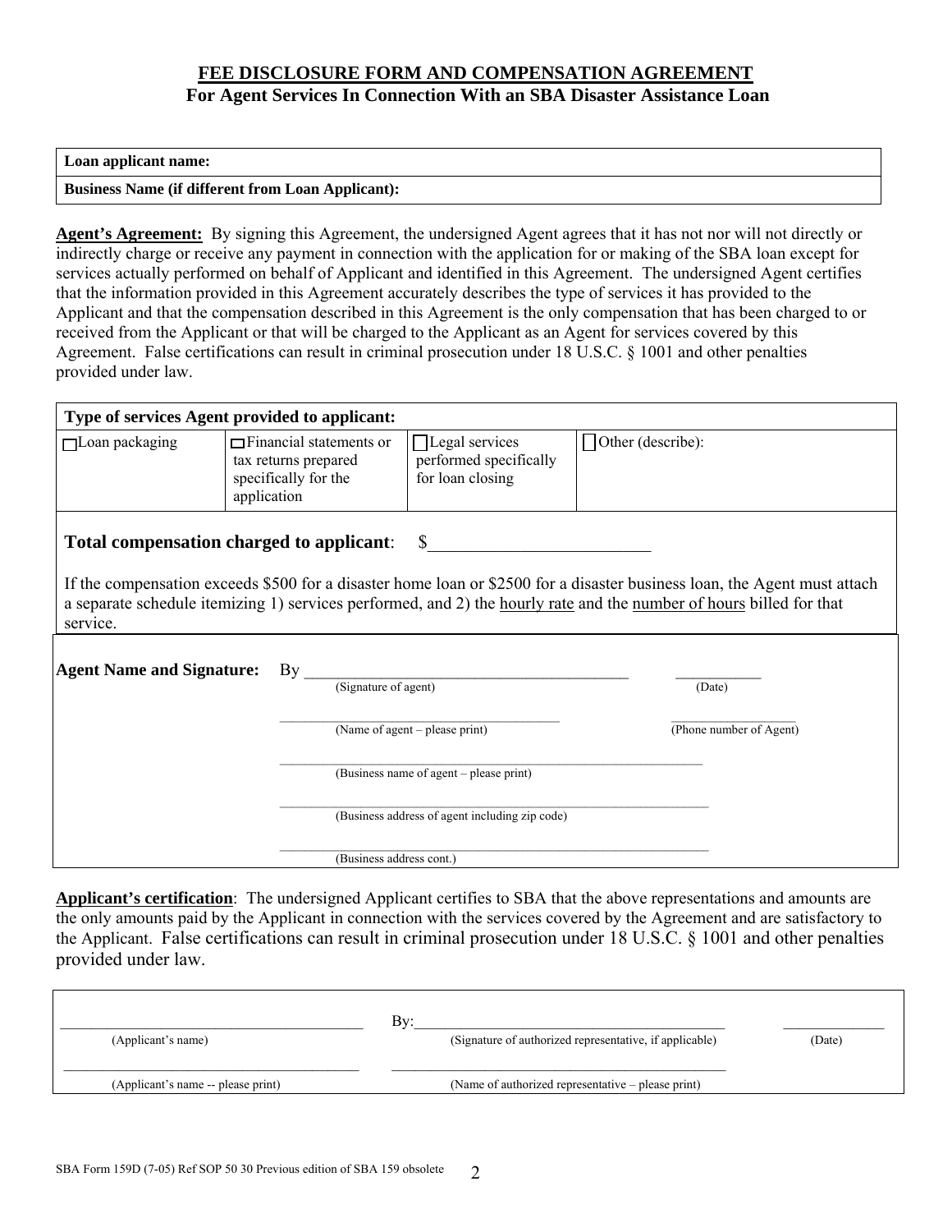# FEE DISCLOSURE FORM AND COMPENSATION AGREEMENT

**For Agent Services In Connection With an SBA Disaster Assistance Loan**

| |
|---|
| **Loan applicant name:** |
| **Business Name (if different from Loan Applicant):** |

**Agent's Agreement:** By signing this Agreement, the undersigned Agent agrees that it has not nor will not directly or indirectly charge or receive any payment in connection with the application for or making of the SBA loan except for services actually performed on behalf of Applicant and identified in this Agreement. The undersigned Agent certifies that the information provided in this Agreement accurately describes the type of services it has provided to the Applicant and that the compensation described in this Agreement is the only compensation that has been charged to or received from the Applicant or that will be charged to the Applicant as an Agent for services covered by this Agreement. False certifications can result in criminal prosecution under 18 U.S.C. § 1001 and other penalties provided under law.

| **Type of services Agent provided to applicant:** | | | |
|---|---|---|---|
| ☐ Loan packaging | ☐ Financial statements or tax returns prepared specifically for the application | ☐ Legal services performed specifically for loan closing | ☐ Other (describe): |

**Total compensation charged to applicant**: $________________________

If the compensation exceeds $500 for a disaster home loan or $2500 for a disaster business loan, the Agent must attach a separate schedule itemizing 1) services performed, and 2) the <u>hourly rate</u> and the <u>number of hours</u> billed for that service.

**Agent Name and Signature:** By ________________________________________ __________

(Signature of agent) (Date)

________________________________________ __________________

(Name of agent – please print) (Phone number of Agent)

____________________________________________________________

(Business name of agent – please print)

____________________________________________________________

(Business address of agent including zip code)

____________________________________________________________

(Business address cont.)

**Applicant's certification**: The undersigned Applicant certifies to SBA that the above representations and amounts are the only amounts paid by the Applicant in connection with the services covered by the Agreement and are satisfactory to the Applicant. False certifications can result in criminal prosecution under 18 U.S.C. § 1001 and other penalties provided under law.

| | | |
|---|---|---|
| ________________________________________ (Applicant's name) | By:________________________________________ (Signature of authorized representative, if applicable) | ______________ (Date) |
| ________________________________________ (Applicant's name -- please print) | ________________________________________ (Name of authorized representative – please print) | |

SBA Form 159D (7-05) Ref SOP 50 30 Previous edition of SBA 159 obsolete